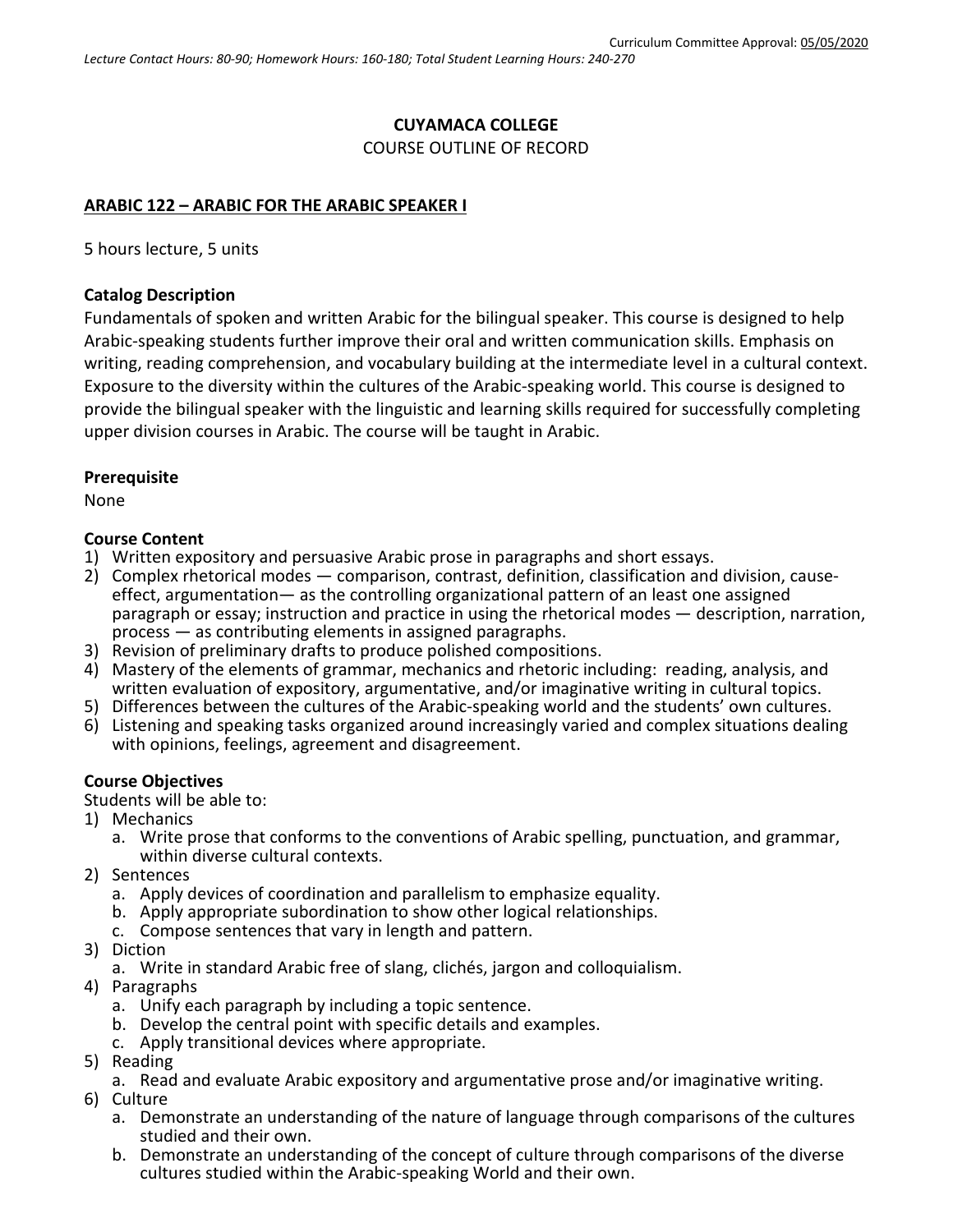Curriculum Committee Approval: 05/05/2020

*Lecture Contact Hours: 80-90; Homework Hours: 160-180; Total Student Learning Hours: 240-270*

**CUYAMACA COLLEGE**

COURSE OUTLINE OF RECORD

**ARABIC 122 – ARABIC FOR THE ARABIC SPEAKER I**

5 hours lecture, 5 units

### Catalog Description

Fundamentals of spoken and written Arabic for the bilingual speaker. This course is designed to help Arabic-speaking students further improve their oral and written communication skills. Emphasis on writing, reading comprehension, and vocabulary building at the intermediate level in a cultural context. Exposure to the diversity within the cultures of the Arabic-speaking world. This course is designed to provide the bilingual speaker with the linguistic and learning skills required for successfully completing upper division courses in Arabic. The course will be taught in Arabic.

### Prerequisite

None

### Course Content

1) Written expository and persuasive Arabic prose in paragraphs and short essays.
2) Complex rhetorical modes — comparison, contrast, definition, classification and division, cause-effect, argumentation— as the controlling organizational pattern of an least one assigned paragraph or essay; instruction and practice in using the rhetorical modes — description, narration, process — as contributing elements in assigned paragraphs.
3) Revision of preliminary drafts to produce polished compositions.
4) Mastery of the elements of grammar, mechanics and rhetoric including: reading, analysis, and written evaluation of expository, argumentative, and/or imaginative writing in cultural topics.
5) Differences between the cultures of the Arabic-speaking world and the students' own cultures.
6) Listening and speaking tasks organized around increasingly varied and complex situations dealing with opinions, feelings, agreement and disagreement.

### Course Objectives

Students will be able to:

1) Mechanics
   a. Write prose that conforms to the conventions of Arabic spelling, punctuation, and grammar, within diverse cultural contexts.
2) Sentences
   a. Apply devices of coordination and parallelism to emphasize equality.
   b. Apply appropriate subordination to show other logical relationships.
   c. Compose sentences that vary in length and pattern.
3) Diction
   a. Write in standard Arabic free of slang, clichés, jargon and colloquialism.
4) Paragraphs
   a. Unify each paragraph by including a topic sentence.
   b. Develop the central point with specific details and examples.
   c. Apply transitional devices where appropriate.
5) Reading
   a. Read and evaluate Arabic expository and argumentative prose and/or imaginative writing.
6) Culture
   a. Demonstrate an understanding of the nature of language through comparisons of the cultures studied and their own.
   b. Demonstrate an understanding of the concept of culture through comparisons of the diverse cultures studied within the Arabic-speaking World and their own.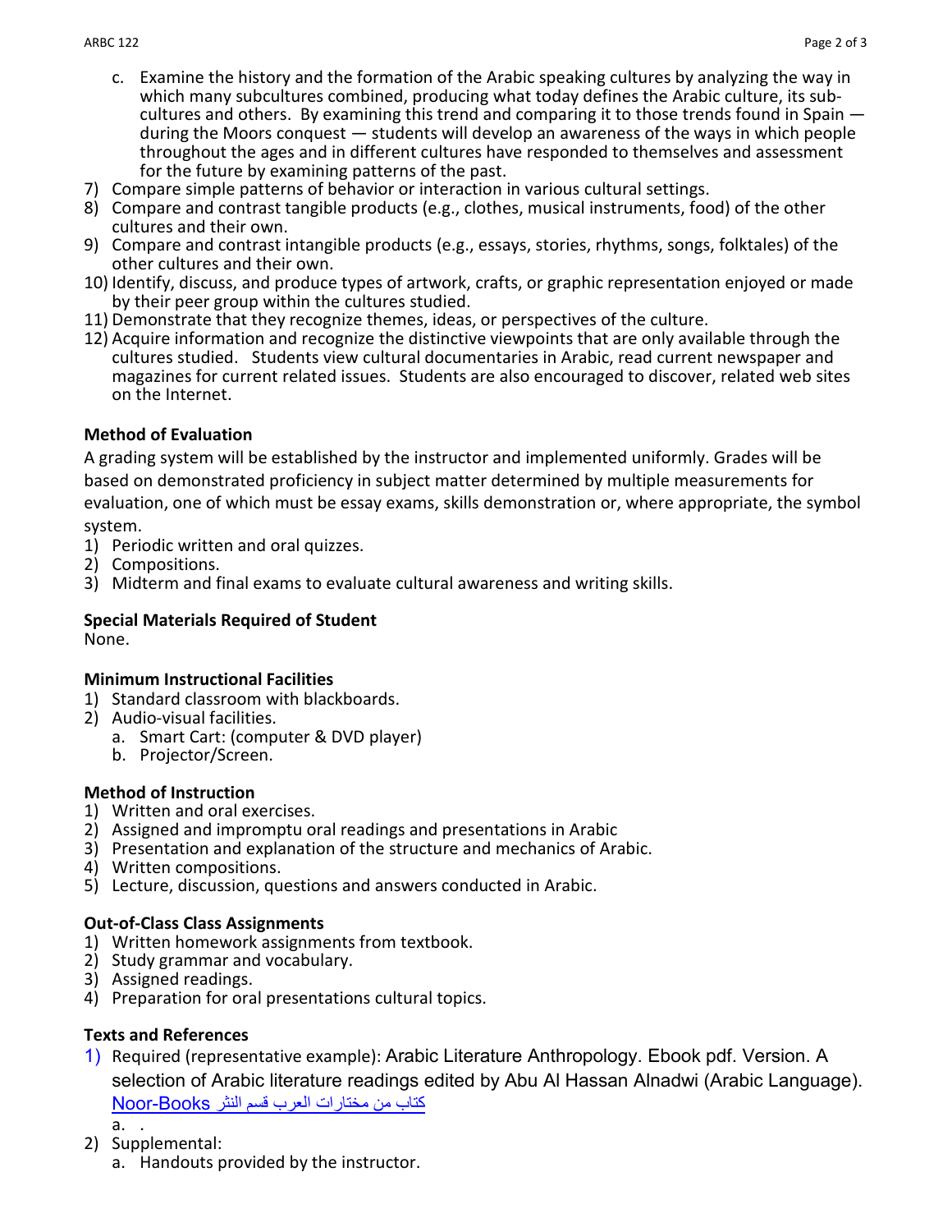c. Examine the history and the formation of the Arabic speaking cultures by analyzing the way in which many subcultures combined, producing what today defines the Arabic culture, its sub-cultures and others. By examining this trend and comparing it to those trends found in Spain — during the Moors conquest — students will develop an awareness of the ways in which people throughout the ages and in different cultures have responded to themselves and assessment for the future by examining patterns of the past.

7) Compare simple patterns of behavior or interaction in various cultural settings.
8) Compare and contrast tangible products (e.g., clothes, musical instruments, food) of the other cultures and their own.
9) Compare and contrast intangible products (e.g., essays, stories, rhythms, songs, folktales) of the other cultures and their own.
10) Identify, discuss, and produce types of artwork, crafts, or graphic representation enjoyed or made by their peer group within the cultures studied.
11) Demonstrate that they recognize themes, ideas, or perspectives of the culture.
12) Acquire information and recognize the distinctive viewpoints that are only available through the cultures studied. Students view cultural documentaries in Arabic, read current newspaper and magazines for current related issues. Students are also encouraged to discover, related web sites on the Internet.

**Method of Evaluation**

A grading system will be established by the instructor and implemented uniformly. Grades will be based on demonstrated proficiency in subject matter determined by multiple measurements for evaluation, one of which must be essay exams, skills demonstration or, where appropriate, the symbol system.

1) Periodic written and oral quizzes.
2) Compositions.
3) Midterm and final exams to evaluate cultural awareness and writing skills.

**Special Materials Required of Student**

None.

**Minimum Instructional Facilities**

1) Standard classroom with blackboards.
2) Audio-visual facilities.
   a. Smart Cart: (computer & DVD player)
   b. Projector/Screen.

**Method of Instruction**

1) Written and oral exercises.
2) Assigned and impromptu oral readings and presentations in Arabic
3) Presentation and explanation of the structure and mechanics of Arabic.
4) Written compositions.
5) Lecture, discussion, questions and answers conducted in Arabic.

**Out-of-Class Class Assignments**

1) Written homework assignments from textbook.
2) Study grammar and vocabulary.
3) Assigned readings.
4) Preparation for oral presentations cultural topics.

**Texts and References**

1) Required (representative example): Arabic Literature Anthropology. Ebook pdf. Version. A selection of Arabic literature readings edited by Abu Al Hassan Alnadwi (Arabic Language). كتاب من مختارات العرب قسم النثر Noor-Books
   a. .
2) Supplemental:
   a. Handouts provided by the instructor.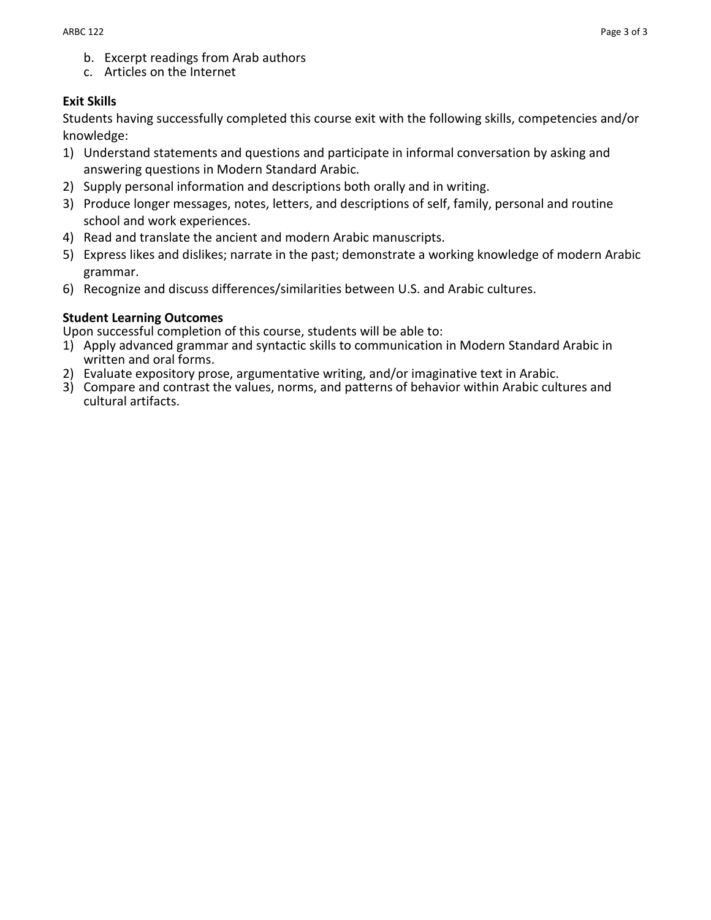b. Excerpt readings from Arab authors
c. Articles on the Internet

**Exit Skills**

Students having successfully completed this course exit with the following skills, competencies and/or knowledge:

1) Understand statements and questions and participate in informal conversation by asking and answering questions in Modern Standard Arabic.
2) Supply personal information and descriptions both orally and in writing.
3) Produce longer messages, notes, letters, and descriptions of self, family, personal and routine school and work experiences.
4) Read and translate the ancient and modern Arabic manuscripts.
5) Express likes and dislikes; narrate in the past; demonstrate a working knowledge of modern Arabic grammar.
6) Recognize and discuss differences/similarities between U.S. and Arabic cultures.

**Student Learning Outcomes**

Upon successful completion of this course, students will be able to:

1) Apply advanced grammar and syntactic skills to communication in Modern Standard Arabic in written and oral forms.
2) Evaluate expository prose, argumentative writing, and/or imaginative text in Arabic.
3) Compare and contrast the values, norms, and patterns of behavior within Arabic cultures and cultural artifacts.